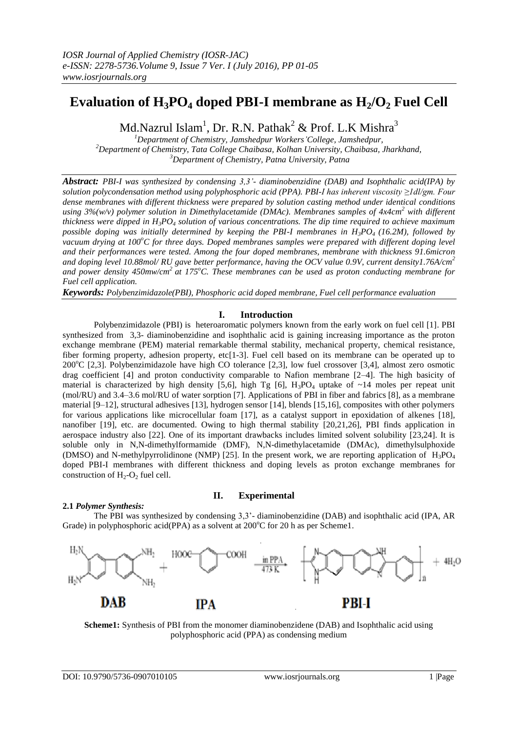# Evaluation of $H_3PO_4$ doped PBI-I membrane as $H_2/O_2$ Fuel Cell

Md.Nazrul Islam[1], Dr. R.N. Pathak[2] & Prof. L.K Mishra[3]

[1]Department of Chemistry, Jamshedpur Workers'College, Jamshedpur,
[2]Department of Chemistry, Tata College Chaibasa, Kolhan University, Chaibasa, Jharkhand,
[3]Department of Chemistry, Patna University, Patna

***Abstract:*** *PBI-I was synthesized by condensing 3,3'- diaminobenzidine (DAB) and Isophthalic acid(IPA) by solution polycondensation method using polyphosphoric acid (PPA). PBI-I has inherent viscosity ≥1dl/gm. Four dense membranes with different thickness were prepared by solution casting method under identical conditions using 3%(w/v) polymer solution in Dimethylacetamide (DMAc). Membranes samples of 4x4cm² with different thickness were dipped in $H_3PO_4$ solution of various concentrations. The dip time required to achieve maximum possible doping was initially determined by keeping the PBI-I membranes in $H_3PO_4$ (16.2M), followed by vacuum drying at 100°C for three days. Doped membranes samples were prepared with different doping level and their performances were tested. Among the four doped membranes, membrane with thickness 91.6micron and doping level 10.88mol/ RU gave better performance, having the OCV value 0.9V, current density1.76A/cm² and power density 450mw/cm² at 175°C. These membranes can be used as proton conducting membrane for Fuel cell application.*

***Keywords:*** *Polybenzimidazole(PBI), Phosphoric acid doped membrane, Fuel cell performance evaluation*

## I. Introduction

Polybenzimidazole (PBI) is heteroaromatic polymers known from the early work on fuel cell [1]. PBI synthesized from 3,3- diaminobenzidine and isophthalic acid is gaining increasing importance as the proton exchange membrane (PEM) material remarkable thermal stability, mechanical property, chemical resistance, fiber forming property, adhesion property, etc[1-3]. Fuel cell based on its membrane can be operated up to 200°C [2,3]. Polybenzimidazole have high CO tolerance [2,3], low fuel crossover [3,4], almost zero osmotic drag coefficient [4] and proton conductivity comparable to Nafion membrane [2–4]. The high basicity of material is characterized by high density [5,6], high Tg [6], $H_3PO_4$ uptake of ~14 moles per repeat unit (mol/RU) and 3.4–3.6 mol/RU of water sorption [7]. Applications of PBI in fiber and fabrics [8], as a membrane material [9–12], structural adhesives [13], hydrogen sensor [14], blends [15,16], composites with other polymers for various applications like microcellular foam [17], as a catalyst support in epoxidation of alkenes [18], nanofiber [19], etc. are documented. Owing to high thermal stability [20,21,26], PBI finds application in aerospace industry also [22]. One of its important drawbacks includes limited solvent solubility [23,24]. It is soluble only in N,N-dimethylformamide (DMF), N,N-dimethylacetamide (DMAc), dimethylsulphoxide (DMSO) and N-methylpyrrolidinone (NMP) [25]. In the present work, we are reporting application of $H_3PO_4$ doped PBI-I membranes with different thickness and doping levels as proton exchange membranes for construction of $H_2$-$O_2$ fuel cell.

## II. Experimental

### 2.1 *Polymer Synthesis:*

The PBI was synthesized by condensing 3,3'- diaminobenzidine (DAB) and isophthalic acid (IPA, AR Grade) in polyphosphoric acid(PPA) as a solvent at 200°C for 20 h as per Scheme1.

**Scheme1:** Synthesis of PBI from the monomer diaminobenzidene (DAB) and Isophthalic acid using polyphosphoric acid (PPA) as condensing medium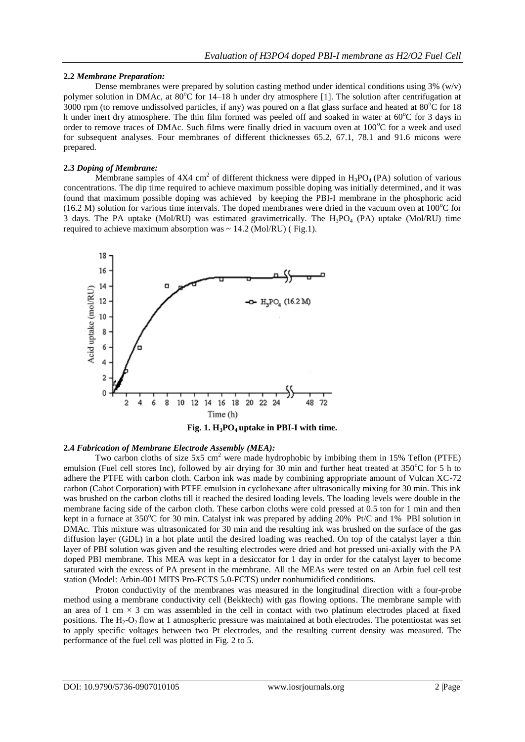### 2.2 *Membrane Preparation:*

Dense membranes were prepared by solution casting method under identical conditions using 3% (w/v) polymer solution in DMAc, at 80°C for 14–18 h under dry atmosphere [1]. The solution after centrifugation at 3000 rpm (to remove undissolved particles, if any) was poured on a flat glass surface and heated at 80°C for 18 h under inert dry atmosphere. The thin film formed was peeled off and soaked in water at 60°C for 3 days in order to remove traces of DMAc. Such films were finally dried in vacuum oven at 100°C for a week and used for subsequent analyses. Four membranes of different thicknesses 65.2, 67.1, 78.1 and 91.6 micons were prepared.

### 2.3 *Doping of Membrane:*

Membrane samples of 4X4 $cm^2$ of different thickness were dipped in $H_3PO_4$ (PA) solution of various concentrations. The dip time required to achieve maximum possible doping was initially determined, and it was found that maximum possible doping was achieved by keeping the PBI-I membrane in the phosphoric acid (16.2 M) solution for various time intervals. The doped membranes were dried in the vacuum oven at 100°C for 3 days. The PA uptake (Mol/RU) was estimated gravimetrically. The $H_3PO_4$ (PA) uptake (Mol/RU) time required to achieve maximum absorption was ~ 14.2 (Mol/RU) ( Fig.1).

**Fig. 1. $H_3PO_4$ uptake in PBI-I with time.**

### 2.4 *Fabrication of Membrane Electrode Assembly (MEA):*

Two carbon cloths of size 5x5 $cm^2$ were made hydrophobic by imbibing them in 15% Teflon (PTFE) emulsion (Fuel cell stores Inc), followed by air drying for 30 min and further heat treated at 350°C for 5 h to adhere the PTFE with carbon cloth. Carbon ink was made by combining appropriate amount of Vulcan XC-72 carbon (Cabot Corporation) with PTFE emulsion in cyclohexane after ultrasonically mixing for 30 min. This ink was brushed on the carbon cloths till it reached the desired loading levels. The loading levels were double in the membrane facing side of the carbon cloth. These carbon cloths were cold pressed at 0.5 ton for 1 min and then kept in a furnace at 350°C for 30 min. Catalyst ink was prepared by adding 20% Pt/C and 1% PBI solution in DMAc. This mixture was ultrasonicated for 30 min and the resulting ink was brushed on the surface of the gas diffusion layer (GDL) in a hot plate until the desired loading was reached. On top of the catalyst layer a thin layer of PBI solution was given and the resulting electrodes were dried and hot pressed uni-axially with the PA doped PBI membrane. This MEA was kept in a desiccator for 1 day in order for the catalyst layer to become saturated with the excess of PA present in the membrane. All the MEAs were tested on an Arbin fuel cell test station (Model: Arbin-001 MITS Pro-FCTS 5.0-FCTS) under nonhumidified conditions.

Proton conductivity of the membranes was measured in the longitudinal direction with a four-probe method using a membrane conductivity cell (Bekktech) with gas flowing options. The membrane sample with an area of 1 cm × 3 cm was assembled in the cell in contact with two platinum electrodes placed at fixed positions. The $H_2$-$O_2$ flow at 1 atmospheric pressure was maintained at both electrodes. The potentiostat was set to apply specific voltages between two Pt electrodes, and the resulting current density was measured. The performance of the fuel cell was plotted in Fig. 2 to 5.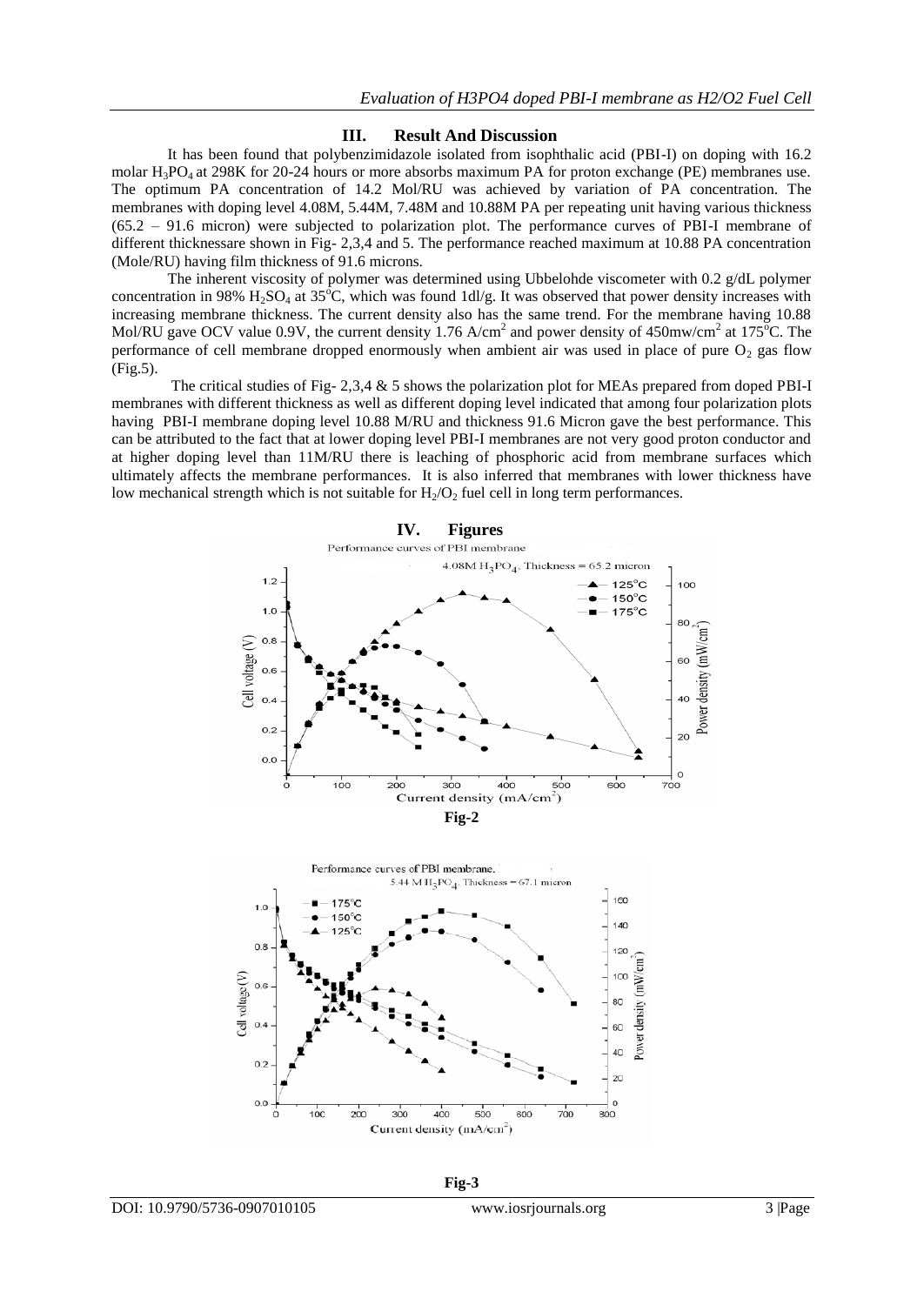## III. Result And Discussion

It has been found that polybenzimidazole isolated from isophthalic acid (PBI-I) on doping with 16.2 molar $H_3PO_4$ at 298K for 20-24 hours or more absorbs maximum PA for proton exchange (PE) membranes use. The optimum PA concentration of 14.2 Mol/RU was achieved by variation of PA concentration. The membranes with doping level 4.08M, 5.44M, 7.48M and 10.88M PA per repeating unit having various thickness (65.2 – 91.6 micron) were subjected to polarization plot. The performance curves of PBI-I membrane of different thicknessare shown in Fig- 2,3,4 and 5. The performance reached maximum at 10.88 PA concentration (Mole/RU) having film thickness of 91.6 microns.

The inherent viscosity of polymer was determined using Ubbelohde viscometer with 0.2 g/dL polymer concentration in 98% $H_2SO_4$ at 35$^0$C, which was found 1dl/g. It was observed that power density increases with increasing membrane thickness. The current density also has the same trend. For the membrane having 10.88 Mol/RU gave OCV value 0.9V, the current density 1.76 A/cm$^2$ and power density of 450mw/cm$^2$ at 175$^0$C. The performance of cell membrane dropped enormously when ambient air was used in place of pure $O_2$ gas flow (Fig.5).

The critical studies of Fig- 2,3,4 & 5 shows the polarization plot for MEAs prepared from doped PBI-I membranes with different thickness as well as different doping level indicated that among four polarization plots having PBI-I membrane doping level 10.88 M/RU and thickness 91.6 Micron gave the best performance. This can be attributed to the fact that at lower doping level PBI-I membranes are not very good proton conductor and at higher doping level than 11M/RU there is leaching of phosphoric acid from membrane surfaces which ultimately affects the membrane performances. It is also inferred that membranes with lower thickness have low mechanical strength which is not suitable for $H_2/O_2$ fuel cell in long term performances.

## IV. Figures

Fig-2

Fig-3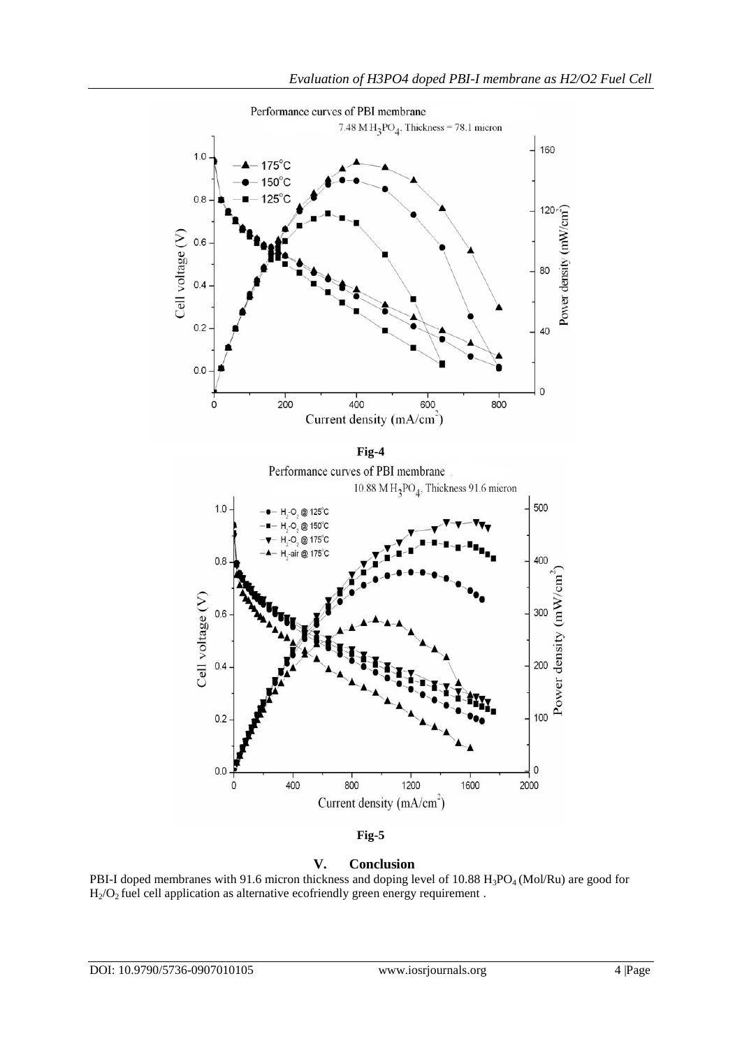Fig-4

Fig-5

## V. Conclusion

PBI-I doped membranes with 91.6 micron thickness and doping level of 10.88 $H_3PO_4$ (Mol/Ru) are good for $H_2/O_2$ fuel cell application as alternative ecofriendly green energy requirement .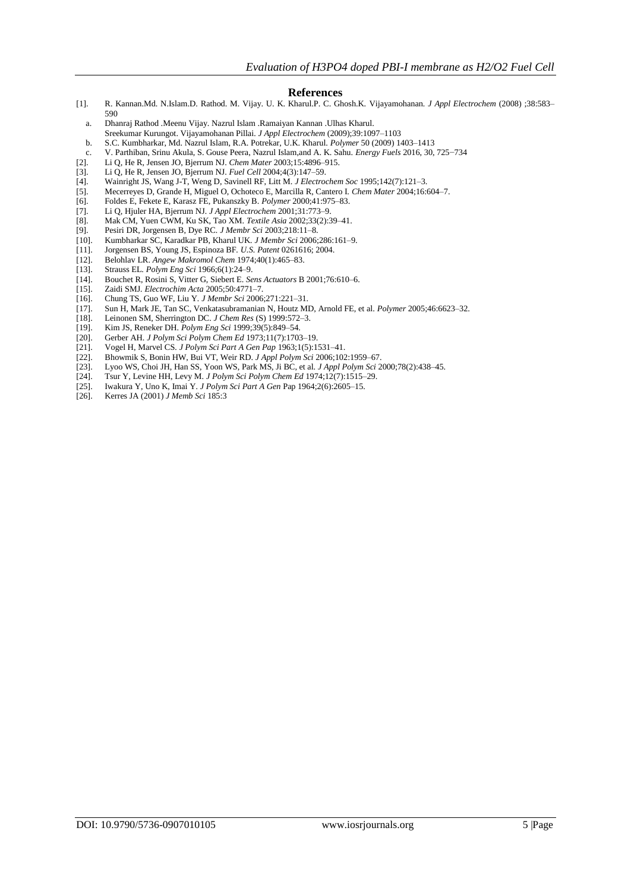## References

[1]. R. Kannan.Md. N.Islam.D. Rathod. M. Vijay. U. K. Kharul.P. C. Ghosh.K. Vijayamohanan. *J Appl Electrochem* (2008) ;38:583–590

a. Dhanraj Rathod .Meenu Vijay. Nazrul Islam .Ramaiyan Kannan .Ulhas Kharul. Sreekumar Kurungot. Vijayamohanan Pillai. *J Appl Electrochem* (2009);39:1097–1103

b. S.C. Kumbharkar, Md. Nazrul Islam, R.A. Potrekar, U.K. Kharul. *Polymer* 50 (2009) 1403–1413

c. V. Parthiban, Srinu Akula, S. Gouse Peera, Nazrul Islam,and A. K. Sahu. *Energy Fuels* 2016, 30, 725−734

[2]. Li Q, He R, Jensen JO, Bjerrum NJ. *Chem Mater* 2003;15:4896–915.

[3]. Li Q, He R, Jensen JO, Bjerrum NJ. *Fuel Cell* 2004;4(3):147–59.

[4]. Wainright JS, Wang J-T, Weng D, Savinell RF, Litt M. *J Electrochem Soc* 1995;142(7):121–3.

[5]. Mecerreyes D, Grande H, Miguel O, Ochoteco E, Marcilla R, Cantero I. *Chem Mater* 2004;16:604–7.

[6]. Foldes E, Fekete E, Karasz FE, Pukanszky B. *Polymer* 2000;41:975–83.

[7]. Li Q, Hjuler HA, Bjerrum NJ. *J Appl Electrochem* 2001;31:773–9.

[8]. Mak CM, Yuen CWM, Ku SK, Tao XM. *Textile Asia* 2002;33(2):39–41.

[9]. Pesiri DR, Jorgensen B, Dye RC. *J Membr Sci* 2003;218:11–8.

[10]. Kumbharkar SC, Karadkar PB, Kharul UK. *J Membr Sci* 2006;286:161–9.

[11]. Jorgensen BS, Young JS, Espinoza BF. *U.S. Patent* 0261616; 2004.

[12]. Belohlav LR. *Angew Makromol Chem* 1974;40(1):465–83.

[13]. Strauss EL. *Polym Eng Sci* 1966;6(1):24–9.

[14]. Bouchet R, Rosini S, Vitter G, Siebert E. *Sens Actuators* B 2001;76:610–6.

[15]. Zaidi SMJ. *Electrochim Acta* 2005;50:4771–7.

[16]. Chung TS, Guo WF, Liu Y. *J Membr Sci* 2006;271:221–31.

[17]. Sun H, Mark JE, Tan SC, Venkatasubramanian N, Houtz MD, Arnold FE, et al. *Polymer* 2005;46:6623–32.

[18]. Leinonen SM, Sherrington DC. *J Chem Res* (S) 1999:572–3.

[19]. Kim JS, Reneker DH. *Polym Eng Sci* 1999;39(5):849–54.

[20]. Gerber AH. *J Polym Sci Polym Chem Ed* 1973;11(7):1703–19.

[21]. Vogel H, Marvel CS. *J Polym Sci Part A Gen Pap* 1963;1(5):1531–41.

[22]. Bhowmik S, Bonin HW, Bui VT, Weir RD. *J Appl Polym Sci* 2006;102:1959–67.

[23]. Lyoo WS, Choi JH, Han SS, Yoon WS, Park MS, Ji BC, et al. *J Appl Polym Sci* 2000;78(2):438–45.

[24]. Tsur Y, Levine HH, Levy M. *J Polym Sci Polym Chem Ed* 1974;12(7):1515–29.

[25]. Iwakura Y, Uno K, Imai Y. *J Polym Sci Part A Gen* Pap 1964;2(6):2605–15.

[26]. Kerres JA (2001) *J Memb Sci* 185:3